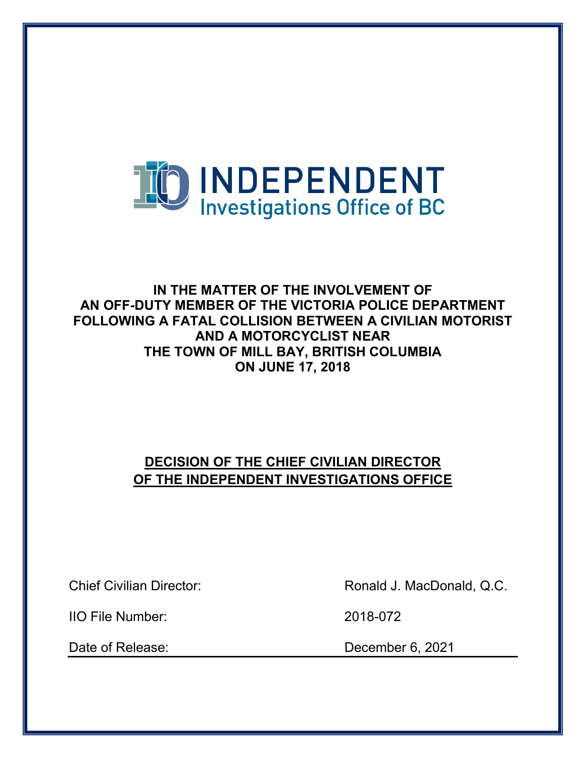INDEPENDENT
Investigations Office of BC

**IN THE MATTER OF THE INVOLVEMENT OF AN OFF-DUTY MEMBER OF THE VICTORIA POLICE DEPARTMENT FOLLOWING A FATAL COLLISION BETWEEN A CIVILIAN MOTORIST AND A MOTORCYCLIST NEAR THE TOWN OF MILL BAY, BRITISH COLUMBIA ON JUNE 17, 2018**

# DECISION OF THE CHIEF CIVILIAN DIRECTOR OF THE INDEPENDENT INVESTIGATIONS OFFICE

| | |
|---|---|
| Chief Civilian Director: | Ronald J. MacDonald, Q.C. |
| IIO File Number: | 2018-072 |
| Date of Release: | December 6, 2021 |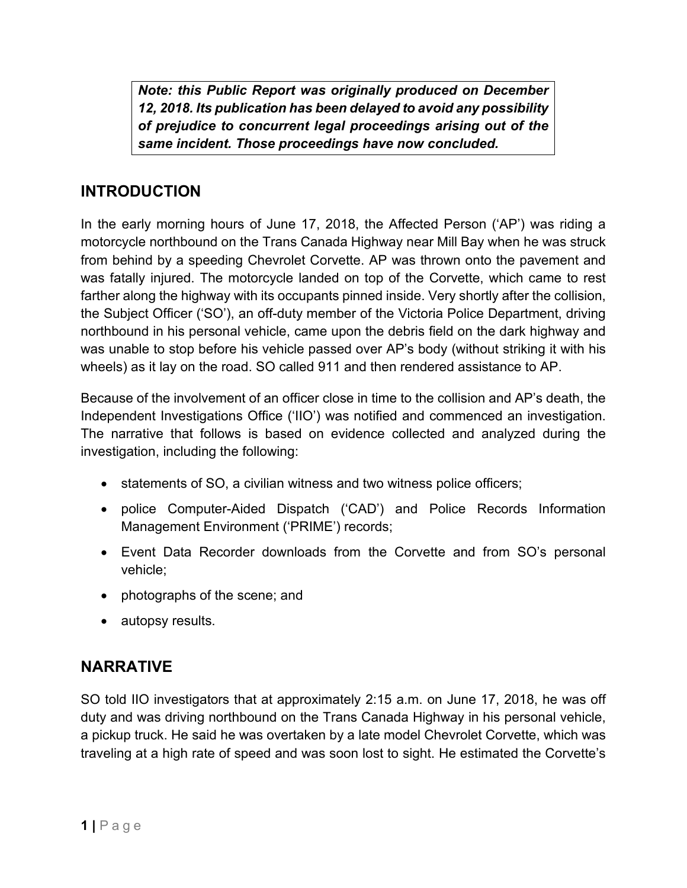***Note: this Public Report was originally produced on December 12, 2018. Its publication has been delayed to avoid any possibility of prejudice to concurrent legal proceedings arising out of the same incident. Those proceedings have now concluded.***

## INTRODUCTION

In the early morning hours of June 17, 2018, the Affected Person ('AP') was riding a motorcycle northbound on the Trans Canada Highway near Mill Bay when he was struck from behind by a speeding Chevrolet Corvette. AP was thrown onto the pavement and was fatally injured. The motorcycle landed on top of the Corvette, which came to rest farther along the highway with its occupants pinned inside. Very shortly after the collision, the Subject Officer ('SO'), an off-duty member of the Victoria Police Department, driving northbound in his personal vehicle, came upon the debris field on the dark highway and was unable to stop before his vehicle passed over AP's body (without striking it with his wheels) as it lay on the road. SO called 911 and then rendered assistance to AP.

Because of the involvement of an officer close in time to the collision and AP's death, the Independent Investigations Office ('IIO') was notified and commenced an investigation. The narrative that follows is based on evidence collected and analyzed during the investigation, including the following:

- statements of SO, a civilian witness and two witness police officers;
- police Computer-Aided Dispatch ('CAD') and Police Records Information Management Environment ('PRIME') records;
- Event Data Recorder downloads from the Corvette and from SO's personal vehicle;
- photographs of the scene; and
- autopsy results.

## NARRATIVE

SO told IIO investigators that at approximately 2:15 a.m. on June 17, 2018, he was off duty and was driving northbound on the Trans Canada Highway in his personal vehicle, a pickup truck. He said he was overtaken by a late model Chevrolet Corvette, which was traveling at a high rate of speed and was soon lost to sight. He estimated the Corvette's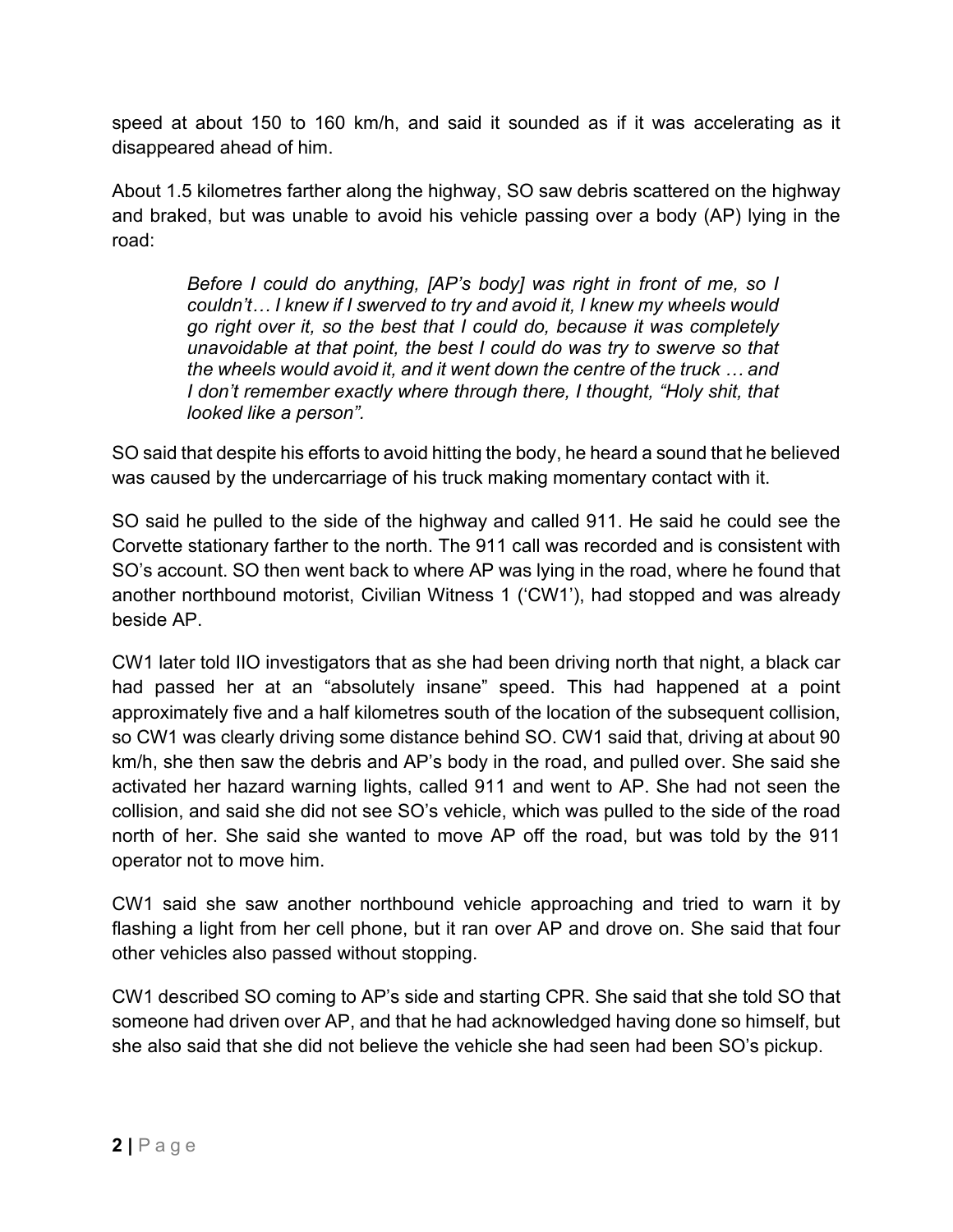speed at about 150 to 160 km/h, and said it sounded as if it was accelerating as it disappeared ahead of him.

About 1.5 kilometres farther along the highway, SO saw debris scattered on the highway and braked, but was unable to avoid his vehicle passing over a body (AP) lying in the road:

> *Before I could do anything, [AP's body] was right in front of me, so I couldn't… I knew if I swerved to try and avoid it, I knew my wheels would go right over it, so the best that I could do, because it was completely unavoidable at that point, the best I could do was try to swerve so that the wheels would avoid it, and it went down the centre of the truck … and I don't remember exactly where through there, I thought, "Holy shit, that looked like a person".*

SO said that despite his efforts to avoid hitting the body, he heard a sound that he believed was caused by the undercarriage of his truck making momentary contact with it.

SO said he pulled to the side of the highway and called 911. He said he could see the Corvette stationary farther to the north. The 911 call was recorded and is consistent with SO's account. SO then went back to where AP was lying in the road, where he found that another northbound motorist, Civilian Witness 1 ('CW1'), had stopped and was already beside AP.

CW1 later told IIO investigators that as she had been driving north that night, a black car had passed her at an "absolutely insane" speed. This had happened at a point approximately five and a half kilometres south of the location of the subsequent collision, so CW1 was clearly driving some distance behind SO. CW1 said that, driving at about 90 km/h, she then saw the debris and AP's body in the road, and pulled over. She said she activated her hazard warning lights, called 911 and went to AP. She had not seen the collision, and said she did not see SO's vehicle, which was pulled to the side of the road north of her. She said she wanted to move AP off the road, but was told by the 911 operator not to move him.

CW1 said she saw another northbound vehicle approaching and tried to warn it by flashing a light from her cell phone, but it ran over AP and drove on. She said that four other vehicles also passed without stopping.

CW1 described SO coming to AP's side and starting CPR. She said that she told SO that someone had driven over AP, and that he had acknowledged having done so himself, but she also said that she did not believe the vehicle she had seen had been SO's pickup.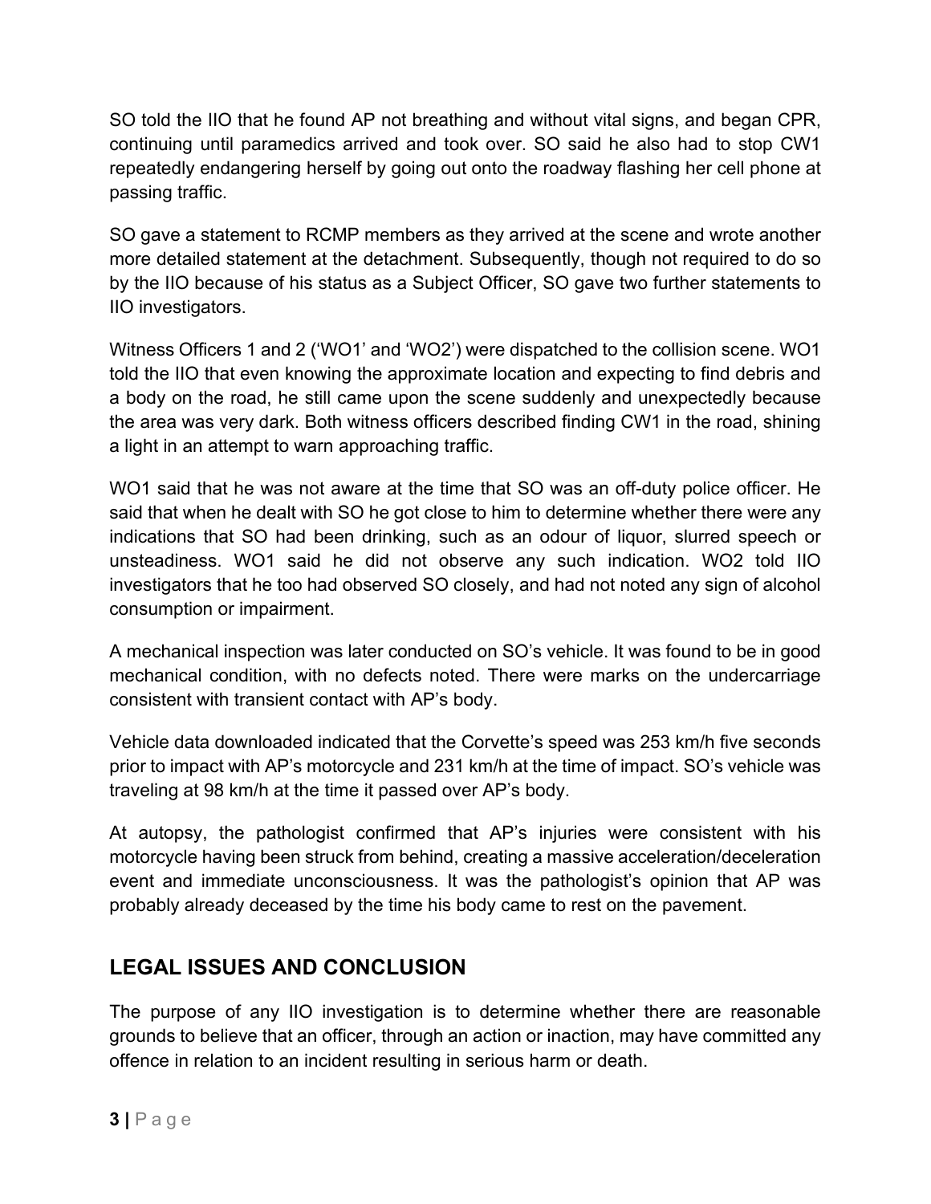SO told the IIO that he found AP not breathing and without vital signs, and began CPR, continuing until paramedics arrived and took over. SO said he also had to stop CW1 repeatedly endangering herself by going out onto the roadway flashing her cell phone at passing traffic.

SO gave a statement to RCMP members as they arrived at the scene and wrote another more detailed statement at the detachment. Subsequently, though not required to do so by the IIO because of his status as a Subject Officer, SO gave two further statements to IIO investigators.

Witness Officers 1 and 2 ('WO1' and 'WO2') were dispatched to the collision scene. WO1 told the IIO that even knowing the approximate location and expecting to find debris and a body on the road, he still came upon the scene suddenly and unexpectedly because the area was very dark. Both witness officers described finding CW1 in the road, shining a light in an attempt to warn approaching traffic.

WO1 said that he was not aware at the time that SO was an off-duty police officer. He said that when he dealt with SO he got close to him to determine whether there were any indications that SO had been drinking, such as an odour of liquor, slurred speech or unsteadiness. WO1 said he did not observe any such indication. WO2 told IIO investigators that he too had observed SO closely, and had not noted any sign of alcohol consumption or impairment.

A mechanical inspection was later conducted on SO's vehicle. It was found to be in good mechanical condition, with no defects noted. There were marks on the undercarriage consistent with transient contact with AP's body.

Vehicle data downloaded indicated that the Corvette's speed was 253 km/h five seconds prior to impact with AP's motorcycle and 231 km/h at the time of impact. SO's vehicle was traveling at 98 km/h at the time it passed over AP's body.

At autopsy, the pathologist confirmed that AP's injuries were consistent with his motorcycle having been struck from behind, creating a massive acceleration/deceleration event and immediate unconsciousness. It was the pathologist's opinion that AP was probably already deceased by the time his body came to rest on the pavement.

## LEGAL ISSUES AND CONCLUSION

The purpose of any IIO investigation is to determine whether there are reasonable grounds to believe that an officer, through an action or inaction, may have committed any offence in relation to an incident resulting in serious harm or death.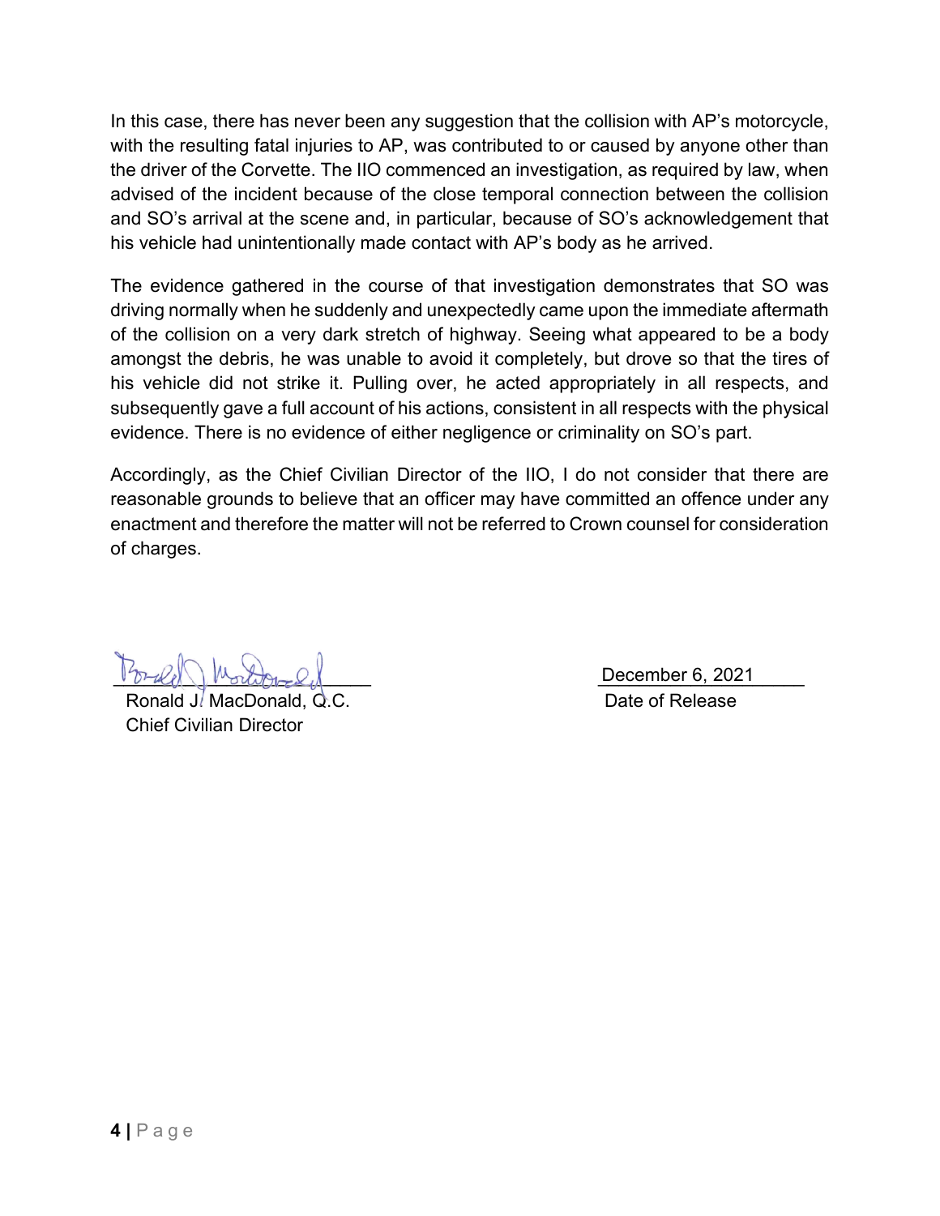In this case, there has never been any suggestion that the collision with AP's motorcycle, with the resulting fatal injuries to AP, was contributed to or caused by anyone other than the driver of the Corvette. The IIO commenced an investigation, as required by law, when advised of the incident because of the close temporal connection between the collision and SO's arrival at the scene and, in particular, because of SO's acknowledgement that his vehicle had unintentionally made contact with AP's body as he arrived.

The evidence gathered in the course of that investigation demonstrates that SO was driving normally when he suddenly and unexpectedly came upon the immediate aftermath of the collision on a very dark stretch of highway. Seeing what appeared to be a body amongst the debris, he was unable to avoid it completely, but drove so that the tires of his vehicle did not strike it. Pulling over, he acted appropriately in all respects, and subsequently gave a full account of his actions, consistent in all respects with the physical evidence. There is no evidence of either negligence or criminality on SO's part.

Accordingly, as the Chief Civilian Director of the IIO, I do not consider that there are reasonable grounds to believe that an officer may have committed an offence under any enactment and therefore the matter will not be referred to Crown counsel for consideration of charges.

Ronald J. MacDonald, Q.C.
Chief Civilian Director

December 6, 2021
Date of Release